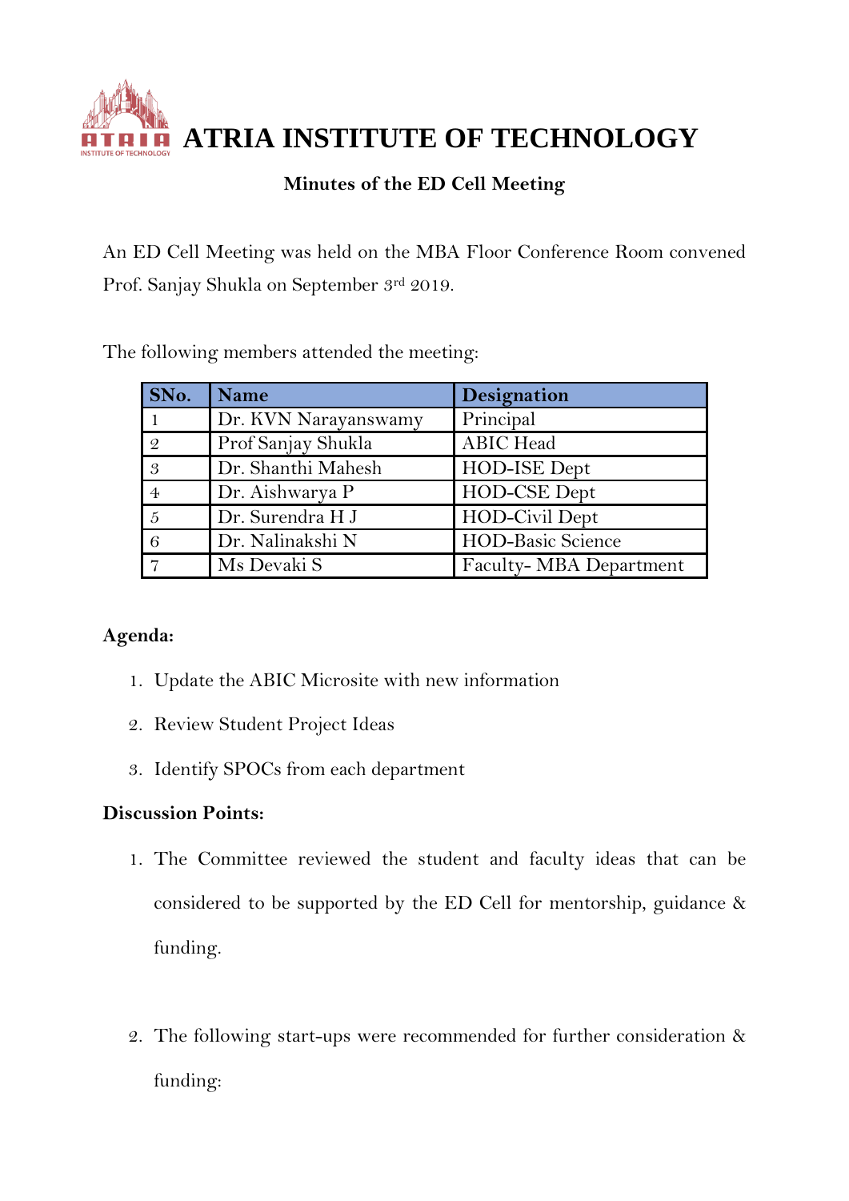# ATRIA INSTITUTE OF TECHNOLOGY

## Minutes of the ED Cell Meeting

An ED Cell Meeting was held on the MBA Floor Conference Room convened Prof. Sanjay Shukla on September 3rd 2019.

The following members attended the meeting:

| SNo. | Name | Designation |
|---|---|---|
| 1 | Dr. KVN Narayanswamy | Principal |
| 2 | Prof Sanjay Shukla | ABIC Head |
| 3 | Dr. Shanthi Mahesh | HOD-ISE Dept |
| 4 | Dr. Aishwarya P | HOD-CSE Dept |
| 5 | Dr. Surendra H J | HOD-Civil Dept |
| 6 | Dr. Nalinakshi N | HOD-Basic Science |
| 7 | Ms Devaki S | Faculty- MBA Department |

**Agenda:**

1. Update the ABIC Microsite with new information
2. Review Student Project Ideas
3. Identify SPOCs from each department

**Discussion Points:**

1. The Committee reviewed the student and faculty ideas that can be considered to be supported by the ED Cell for mentorship, guidance & funding.

2. The following start-ups were recommended for further consideration & funding: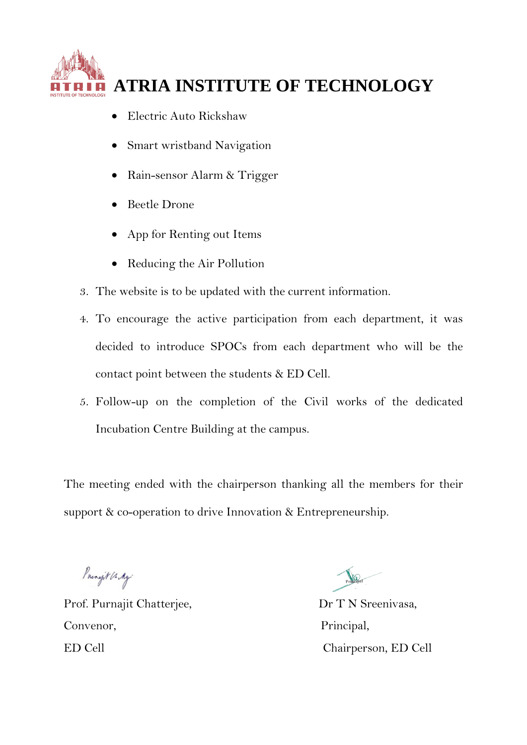- Electric Auto Rickshaw
- Smart wristband Navigation
- Rain-sensor Alarm & Trigger
- Beetle Drone
- App for Renting out Items
- Reducing the Air Pollution

3. The website is to be updated with the current information.
4. To encourage the active participation from each department, it was decided to introduce SPOCs from each department who will be the contact point between the students & ED Cell.
5. Follow-up on the completion of the Civil works of the dedicated Incubation Centre Building at the campus.

The meeting ended with the chairperson thanking all the members for their support & co-operation to drive Innovation & Entrepreneurship.

Prof. Purnajit Chatterjee,
Convenor,
ED Cell

Dr T N Sreenivasa,
Principal,
Chairperson, ED Cell